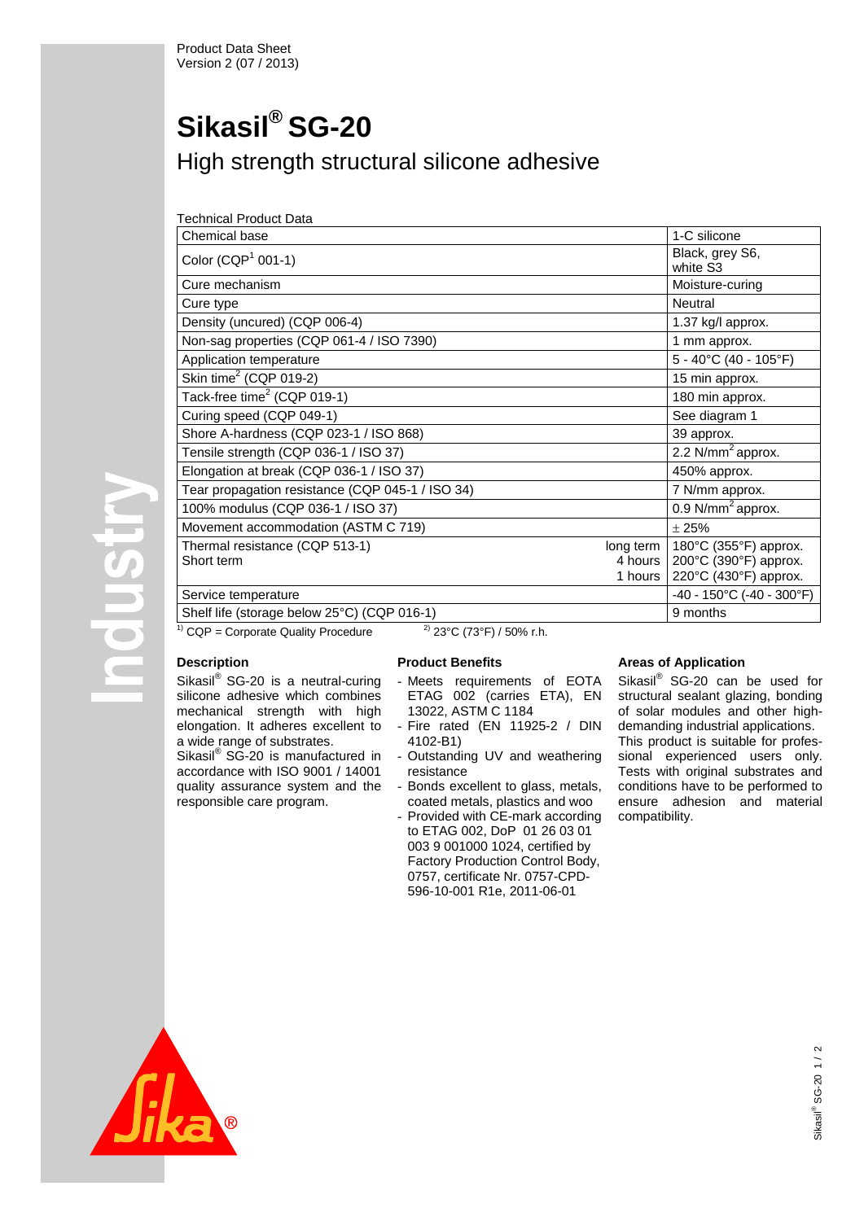Product Data Sheet
Version 2 (07 / 2013)

# Sikasil® SG-20

## High strength structural silicone adhesive

Technical Product Data

| | | |
|---|---|---|
| Chemical base | | 1-C silicone |
| Color (CQP[1] 001-1) | | Black, grey S6, white S3 |
| Cure mechanism | | Moisture-curing |
| Cure type | | Neutral |
| Density (uncured) (CQP 006-4) | | 1.37 kg/l approx. |
| Non-sag properties (CQP 061-4 / ISO 7390) | | 1 mm approx. |
| Application temperature | | 5 - 40°C (40 - 105°F) |
| Skin time[2] (CQP 019-2) | | 15 min approx. |
| Tack-free time[2] (CQP 019-1) | | 180 min approx. |
| Curing speed (CQP 049-1) | | See diagram 1 |
| Shore A-hardness (CQP 023-1 / ISO 868) | | 39 approx. |
| Tensile strength (CQP 036-1 / ISO 37) | | 2.2 N/mm$^2$ approx. |
| Elongation at break (CQP 036-1 / ISO 37) | | 450% approx. |
| Tear propagation resistance (CQP 045-1 / ISO 34) | | 7 N/mm approx. |
| 100% modulus (CQP 036-1 / ISO 37) | | 0.9 N/mm$^2$ approx. |
| Movement accommodation (ASTM C 719) | | ± 25% |
| Thermal resistance (CQP 513-1) | long term | 180°C (355°F) approx. |
| Short term | 4 hours | 200°C (390°F) approx. |
| | 1 hours | 220°C (430°F) approx. |
| Service temperature | | -40 - 150°C (-40 - 300°F) |
| Shelf life (storage below 25°C) (CQP 016-1) | | 9 months |

[1] CQP = Corporate Quality Procedure [2] 23°C (73°F) / 50% r.h.

### Description

Sikasil® SG-20 is a neutral-curing silicone adhesive which combines mechanical strength with high elongation. It adheres excellent to a wide range of substrates.
Sikasil® SG-20 is manufactured in accordance with ISO 9001 / 14001 quality assurance system and the responsible care program.

### Product Benefits

- Meets requirements of EOTA ETAG 002 (carries ETA), EN 13022, ASTM C 1184
- Fire rated (EN 11925-2 / DIN 4102-B1)
- Outstanding UV and weathering resistance
- Bonds excellent to glass, metals, coated metals, plastics and woo
- Provided with CE-mark according to ETAG 002, DoP 01 26 03 01 003 9 001000 1024, certified by Factory Production Control Body, 0757, certificate Nr. 0757-CPD-596-10-001 R1e, 2011-06-01

### Areas of Application

Sikasil® SG-20 can be used for structural sealant glazing, bonding of solar modules and other high-demanding industrial applications.
This product is suitable for professional experienced users only. Tests with original substrates and conditions have to be performed to ensure adhesion and material compatibility.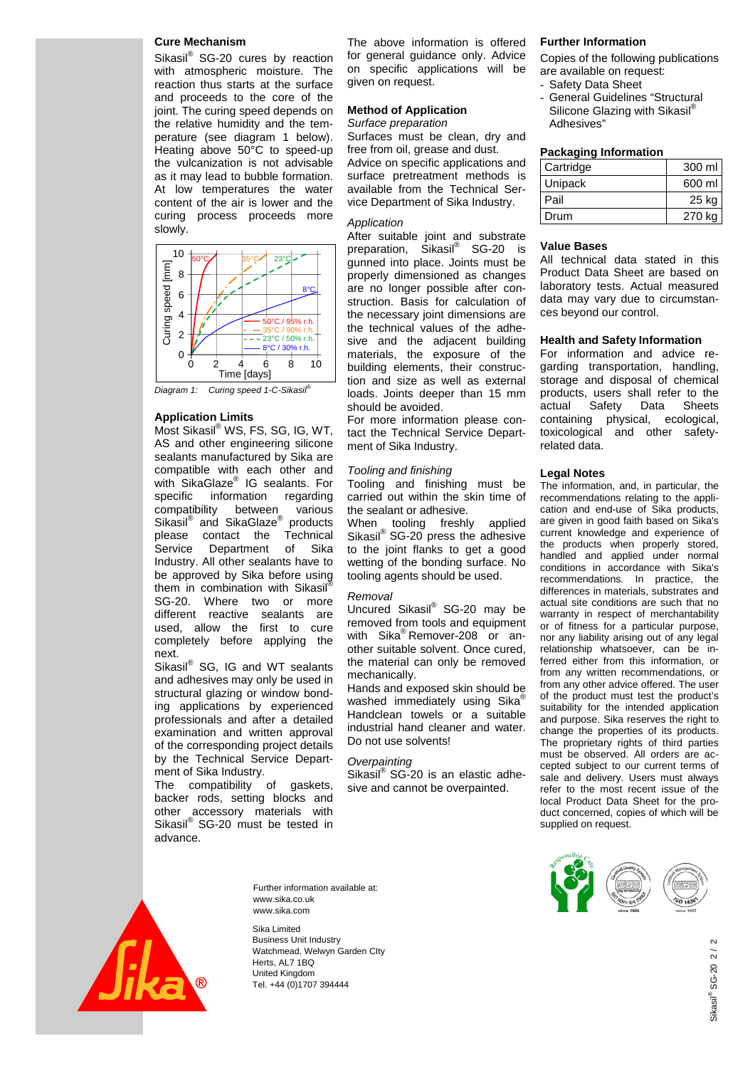## Cure Mechanism

Sikasil® SG-20 cures by reaction with atmospheric moisture. The reaction thus starts at the surface and proceeds to the core of the joint. The curing speed depends on the relative humidity and the temperature (see diagram 1 below). Heating above 50°C to speed-up the vulcanization is not advisable as it may lead to bubble formation. At low temperatures the water content of the air is lower and the curing process proceeds more slowly.

Curing speed [mm]
10
8
6
4
2
0
0 2 4 6 8 10
Time [days]
50°C 35°C 23°C 8°C
50°C / 95% r.h.
35°C / 90% r.h.
23°C / 50% r.h.
8°C / 30% r.h.

*Diagram 1: Curing speed 1-C-Sikasil®*

## Application Limits

Most Sikasil® WS, FS, SG, IG, WT, AS and other engineering silicone sealants manufactured by Sika are compatible with each other and with SikaGlaze® IG sealants. For specific information regarding compatibility between various Sikasil® and SikaGlaze® products please contact the Technical Service Department of Sika Industry. All other sealants have to be approved by Sika before using them in combination with Sikasil® SG-20. Where two or more different reactive sealants are used, allow the first to cure completely before applying the next.

Sikasil® SG, IG and WT sealants and adhesives may only be used in structural glazing or window bonding applications by experienced professionals and after a detailed examination and written approval of the corresponding project details by the Technical Service Department of Sika Industry.

The compatibility of gaskets, backer rods, setting blocks and other accessory materials with Sikasil® SG-20 must be tested in advance.

The above information is offered for general guidance only. Advice on specific applications will be given on request.

## Method of Application

*Surface preparation*

Surfaces must be clean, dry and free from oil, grease and dust.

Advice on specific applications and surface pretreatment methods is available from the Technical Service Department of Sika Industry.

*Application*

After suitable joint and substrate preparation, Sikasil® SG-20 is gunned into place. Joints must be properly dimensioned as changes are no longer possible after construction. Basis for calculation of the necessary joint dimensions are the technical values of the adhesive and the adjacent building materials, the exposure of the building elements, their construction and size as well as external loads. Joints deeper than 15 mm should be avoided.

For more information please contact the Technical Service Department of Sika Industry.

*Tooling and finishing*

Tooling and finishing must be carried out within the skin time of the sealant or adhesive.

When tooling freshly applied Sikasil® SG-20 press the adhesive to the joint flanks to get a good wetting of the bonding surface. No tooling agents should be used.

*Removal*

Uncured Sikasil® SG-20 may be removed from tools and equipment with Sika® Remover-208 or another suitable solvent. Once cured, the material can only be removed mechanically.

Hands and exposed skin should be washed immediately using Sika® Handclean towels or a suitable industrial hand cleaner and water. Do not use solvents!

*Overpainting*

Sikasil® SG-20 is an elastic adhesive and cannot be overpainted.

## Further Information

Copies of the following publications are available on request:
- Safety Data Sheet
- General Guidelines "Structural Silicone Glazing with Sikasil® Adhesives"

## Packaging Information

| | |
|---|---|
| Cartridge | 300 ml |
| Unipack | 600 ml |
| Pail | 25 kg |
| Drum | 270 kg |

## Value Bases

All technical data stated in this Product Data Sheet are based on laboratory tests. Actual measured data may vary due to circumstances beyond our control.

## Health and Safety Information

For information and advice regarding transportation, handling, storage and disposal of chemical products, users shall refer to the actual Safety Data Sheets containing physical, ecological, toxicological and other safety-related data.

## Legal Notes

The information, and, in particular, the recommendations relating to the application and end-use of Sika products, are given in good faith based on Sika's current knowledge and experience of the products when properly stored, handled and applied under normal conditions in accordance with Sika's recommendations. In practice, the differences in materials, substrates and actual site conditions are such that no warranty in respect of merchantability or of fitness for a particular purpose, nor any liability arising out of any legal relationship whatsoever, can be inferred either from this information, or from any written recommendations, or from any other advice offered. The user of the product must test the product's suitability for the intended application and purpose. Sika reserves the right to change the properties of its products. The proprietary rights of third parties must be observed. All orders are accepted subject to our current terms of sale and delivery. Users must always refer to the most recent issue of the local Product Data Sheet for the product concerned, copies of which will be supplied on request.

Further information available at:
www.sika.co.uk
www.sika.com

Sika Limited
Business Unit Industry
Watchmead, Welwyn Garden City
Herts, AL7 1BQ
United Kingdom
Tel. +44 (0)1707 394444